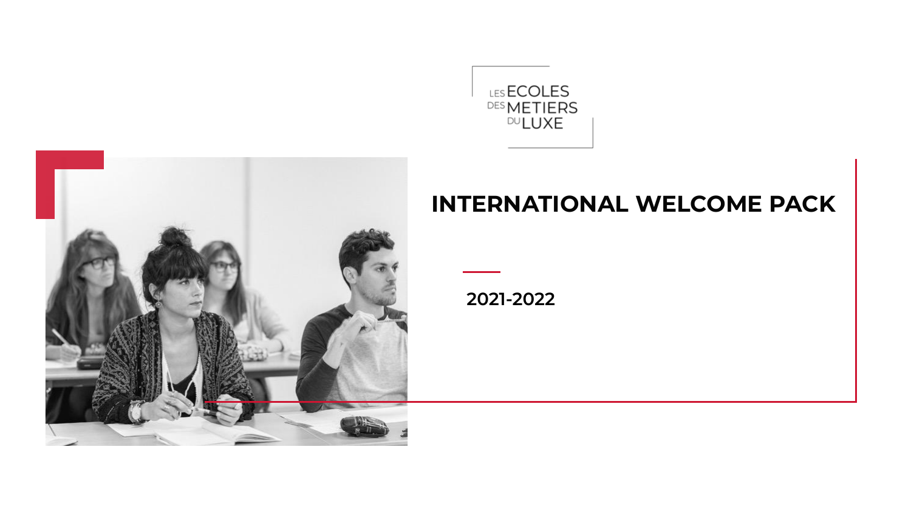LES ECOLES DES METIERS DU LUXE

# INTERNATIONAL WELCOME PACK

**2021-2022**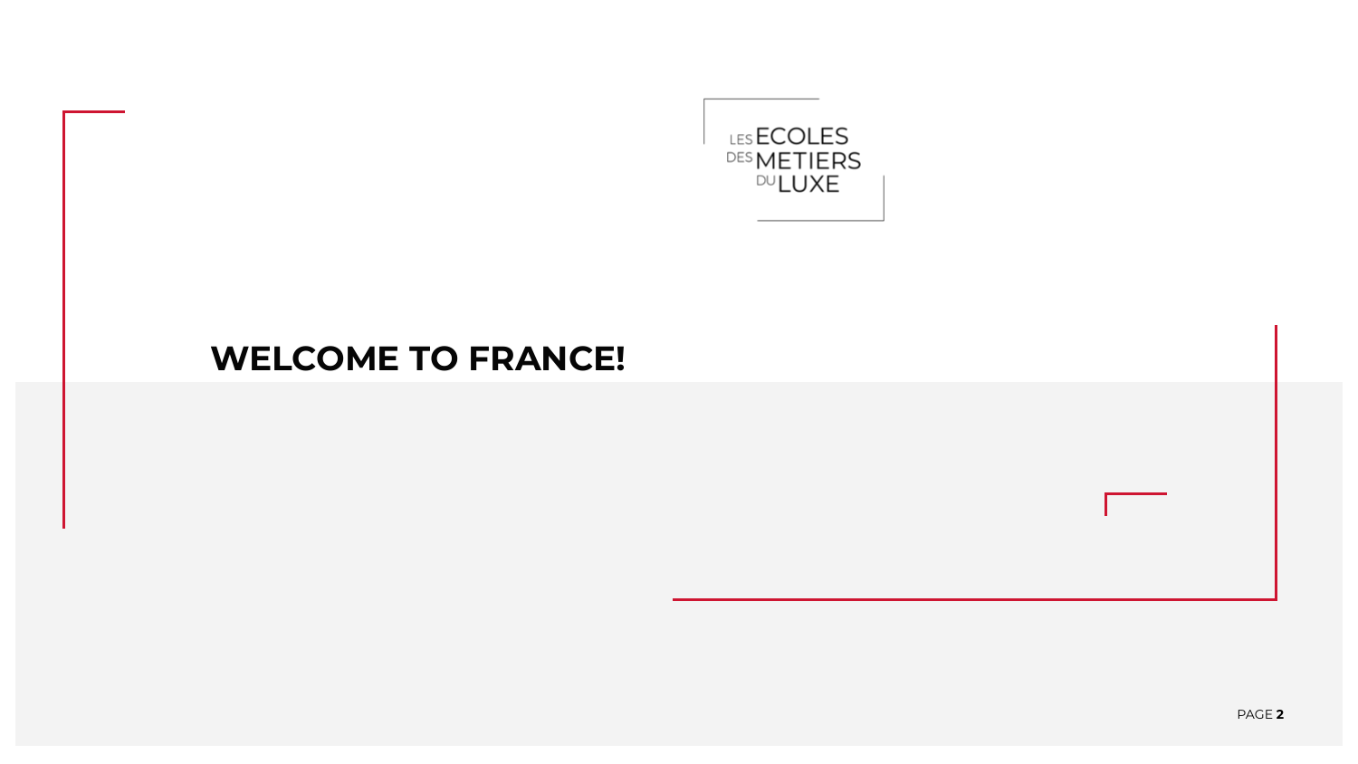LES ECOLES DES METIERS DU LUXE

# WELCOME TO FRANCE!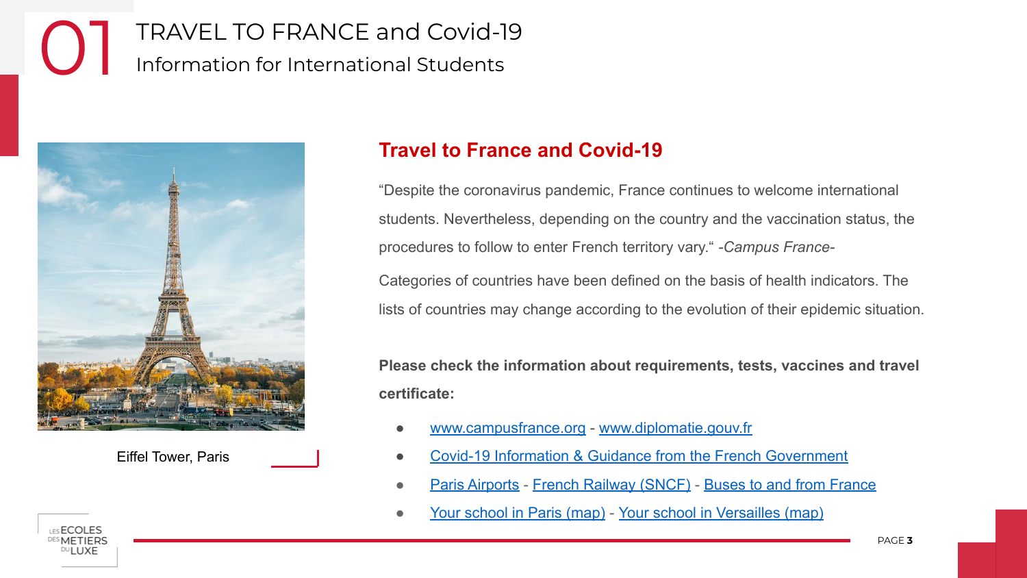# 01 TRAVEL TO FRANCE and Covid-19

Information for International Students

Eiffel Tower, Paris

## Travel to France and Covid-19

“Despite the coronavirus pandemic, France continues to welcome international students. Nevertheless, depending on the country and the vaccination status, the procedures to follow to enter French territory vary.“ *-Campus France-*

Categories of countries have been defined on the basis of health indicators. The lists of countries may change according to the evolution of their epidemic situation.

**Please check the information about requirements, tests, vaccines and travel certificate:**

- www.campusfrance.org - www.diplomatie.gouv.fr
- Covid-19 Information & Guidance from the French Government
- Paris Airports - French Railway (SNCF) - Buses to and from France
- Your school in Paris (map) - Your school in Versailles (map)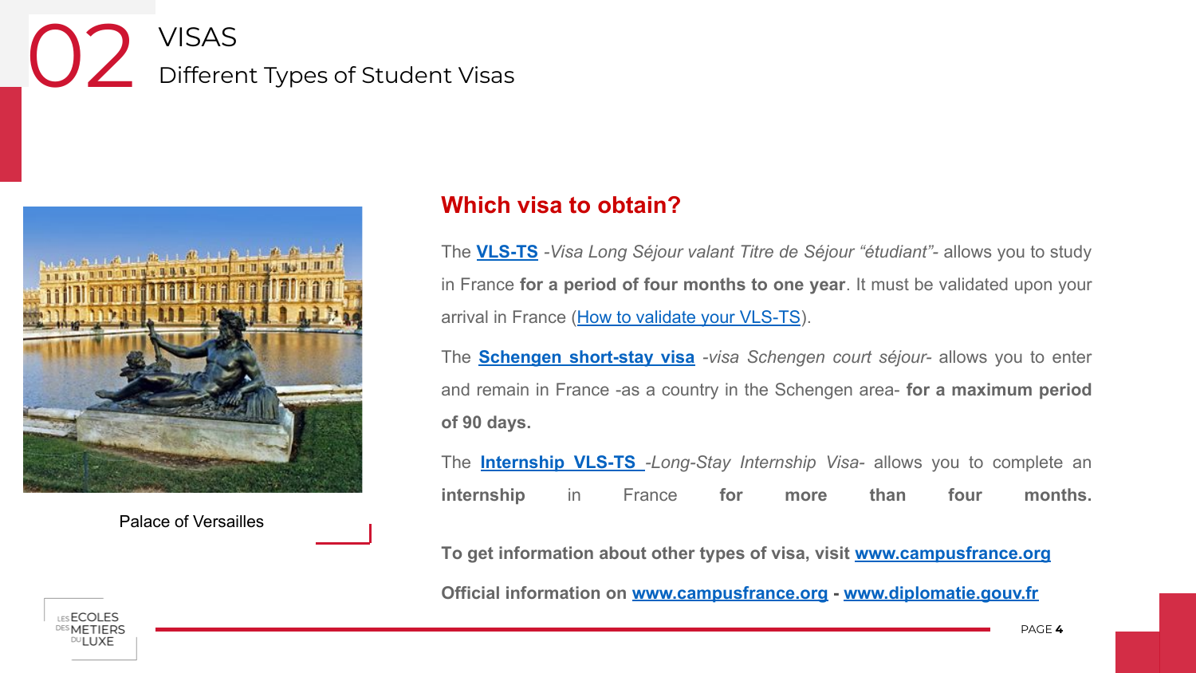# 02 VISAS

## Different Types of Student Visas

Palace of Versailles

### Which visa to obtain?

The **VLS-TS** *-Visa Long Séjour valant Titre de Séjour "étudiant"-* allows you to study in France **for a period of four months to one year**. It must be validated upon your arrival in France (How to validate your VLS-TS).

The **Schengen short-stay visa** *-visa Schengen court séjour-* allows you to enter and remain in France -as a country in the Schengen area- **for a maximum period of 90 days.**

The **Internship VLS-TS** *-Long-Stay Internship Visa-* allows you to complete an **internship** in France **for more than four months.**

**To get information about other types of visa, visit www.campusfrance.org**

**Official information on www.campusfrance.org - www.diplomatie.gouv.fr**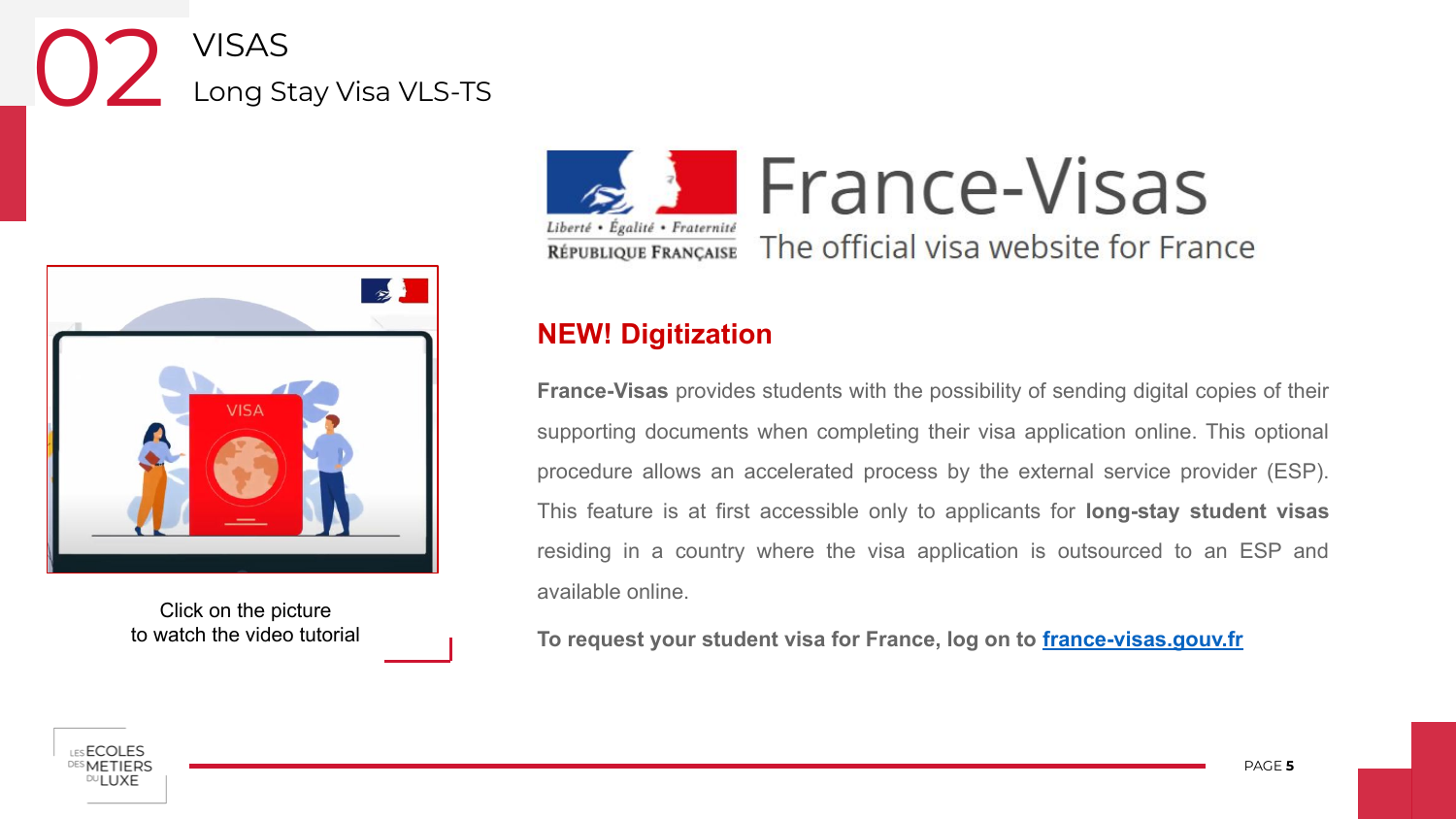# 02 VISAS

## Long Stay Visa VLS-TS

France-Visas
The official visa website for France

Click on the picture
to watch the video tutorial

### NEW! Digitization

**France-Visas** provides students with the possibility of sending digital copies of their supporting documents when completing their visa application online. This optional procedure allows an accelerated process by the external service provider (ESP). This feature is at first accessible only to applicants for **long-stay student visas** residing in a country where the visa application is outsourced to an ESP and available online.

**To request your student visa for France, log on to [france-visas.gouv.fr](https://france-visas.gouv.fr)**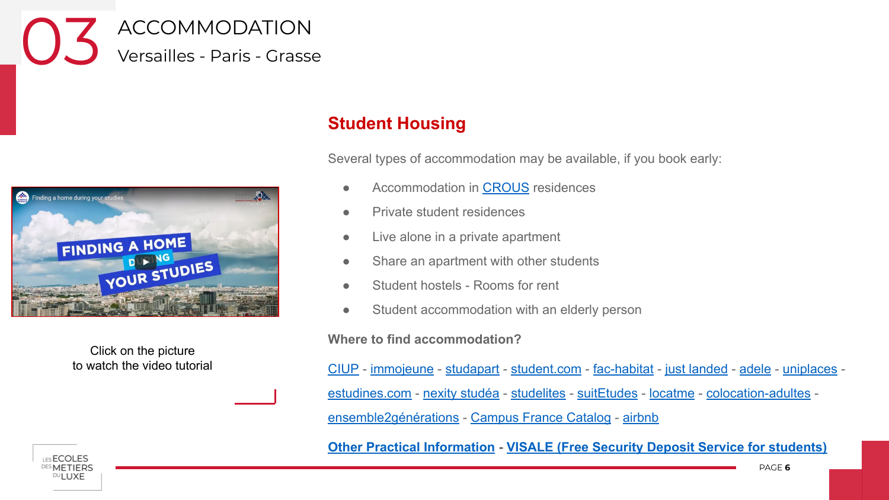# 03 ACCOMMODATION

Versailles - Paris - Grasse

Click on the picture
to watch the video tutorial

## Student Housing

Several types of accommodation may be available, if you book early:

- Accommodation in CROUS residences
- Private student residences
- Live alone in a private apartment
- Share an apartment with other students
- Student hostels - Rooms for rent
- Student accommodation with an elderly person

**Where to find accommodation?**

CIUP - immojeune - studapart - student.com - fac-habitat - just landed - adele - uniplaces - estudines.com - nexity studéa - studelites - suitEtudes - locatme - colocation-adultes - ensemble2générations - Campus France Catalog - airbnb

**Other Practical Information - VISALE (Free Security Deposit Service for students)**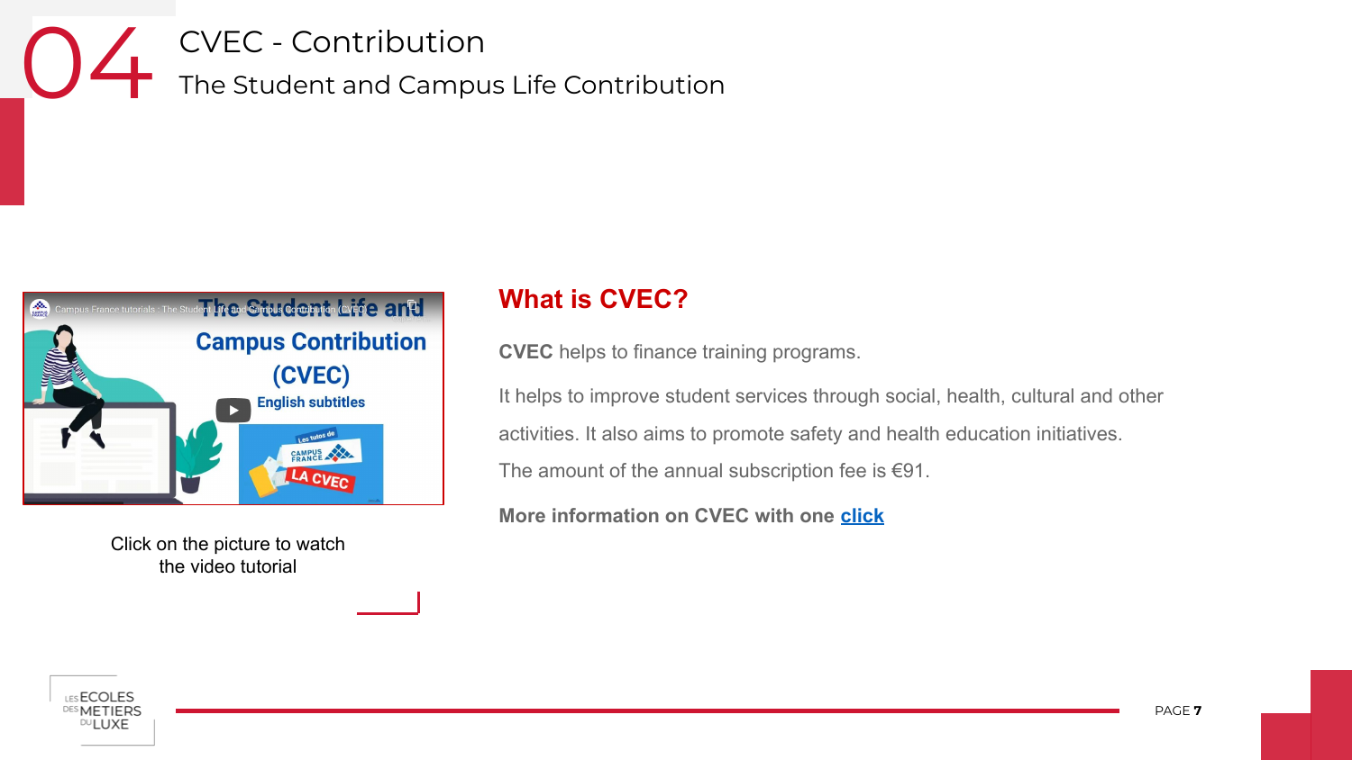# 04 CVEC - Contribution

## The Student and Campus Life Contribution

Click on the picture to watch the video tutorial

### What is CVEC?

**CVEC** helps to finance training programs.

It helps to improve student services through social, health, cultural and other activities. It also aims to promote safety and health education initiatives.

The amount of the annual subscription fee is €91.

**More information on CVEC with one click**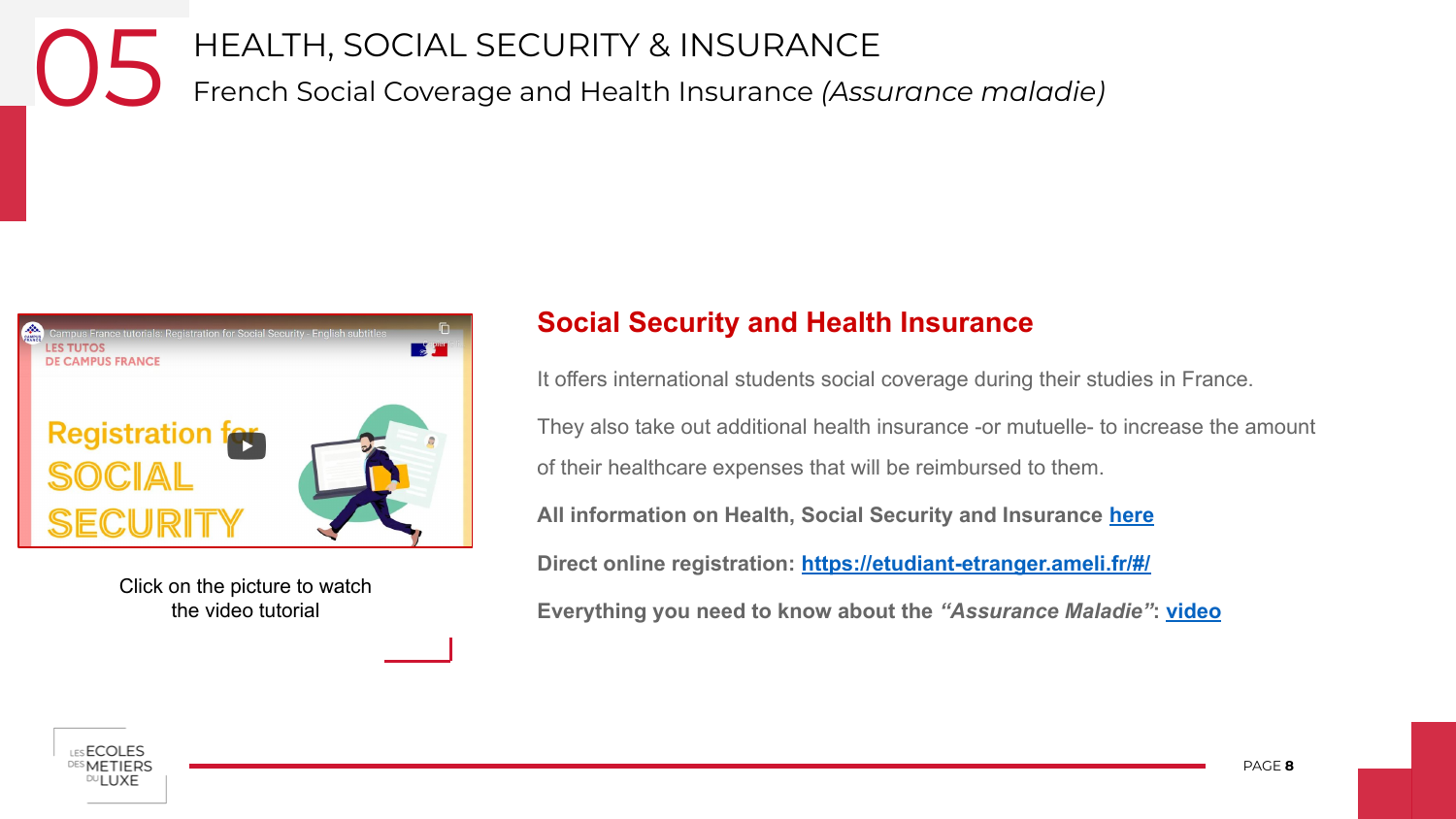# 05 HEALTH, SOCIAL SECURITY & INSURANCE

## French Social Coverage and Health Insurance *(Assurance maladie)*

Click on the picture to watch the video tutorial

### Social Security and Health Insurance

It offers international students social coverage during their studies in France.

They also take out additional health insurance -or mutuelle- to increase the amount of their healthcare expenses that will be reimbursed to them.

**All information on Health, Social Security and Insurance here**

**Direct online registration: https://etudiant-etranger.ameli.fr/#/**

**Everything you need to know about the *"Assurance Maladie"*: video**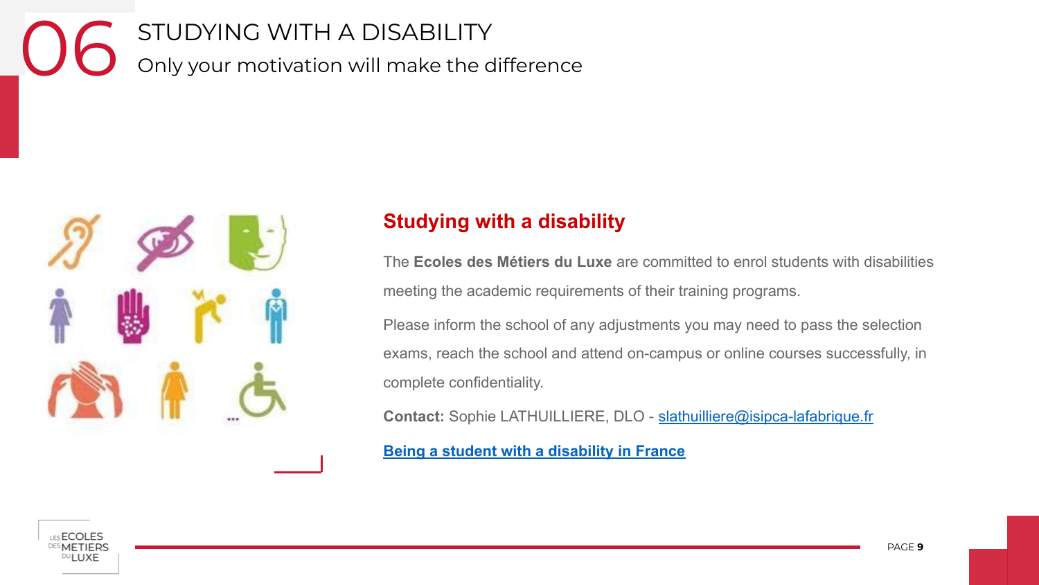# 06 STUDYING WITH A DISABILITY

Only your motivation will make the difference

## Studying with a disability

The **Ecoles des Métiers du Luxe** are committed to enrol students with disabilities meeting the academic requirements of their training programs.

Please inform the school of any adjustments you may need to pass the selection exams, reach the school and attend on-campus or online courses successfully, in complete confidentiality.

**Contact:** Sophie LATHUILLIERE, DLO - slathuilliere@isipca-lafabrique.fr

**Being a student with a disability in France**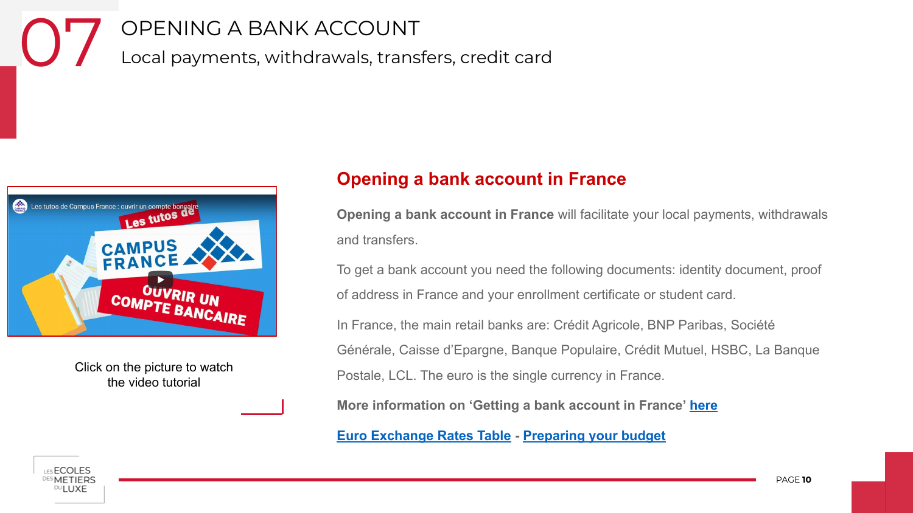# 07 OPENING A BANK ACCOUNT

Local payments, withdrawals, transfers, credit card

Click on the picture to watch the video tutorial

## Opening a bank account in France

**Opening a bank account in France** will facilitate your local payments, withdrawals and transfers.

To get a bank account you need the following documents: identity document, proof of address in France and your enrollment certificate or student card.

In France, the main retail banks are: Crédit Agricole, BNP Paribas, Société Générale, Caisse d'Epargne, Banque Populaire, Crédit Mutuel, HSBC, La Banque Postale, LCL. The euro is the single currency in France.

**More information on 'Getting a bank account in France' here**

**Euro Exchange Rates Table - Preparing your budget**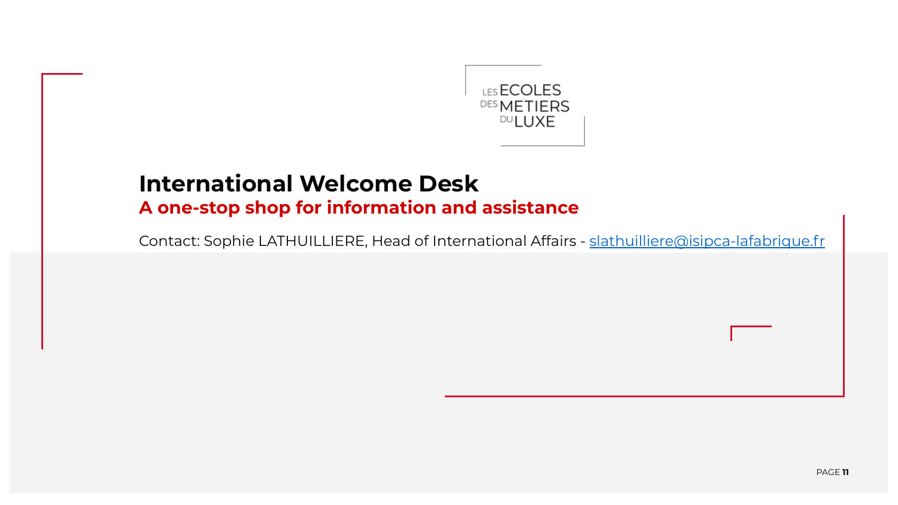LES ECOLES DES METIERS DU LUXE

# International Welcome Desk

## A one-stop shop for information and assistance

Contact: Sophie LATHUILLIERE, Head of International Affairs - [slathuilliere@isipca-lafabrique.fr](mailto:slathuilliere@isipca-lafabrique.fr)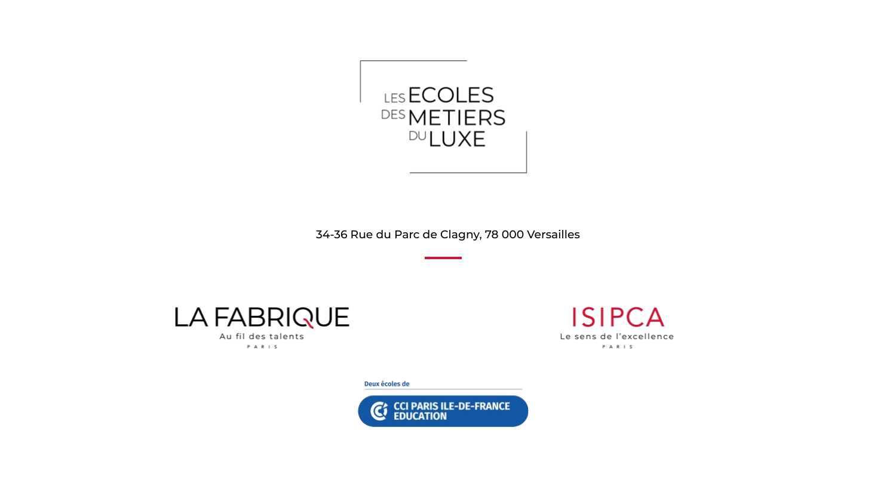LES ECOLES DES METIERS DU LUXE

34-36 Rue du Parc de Clagny, 78 000 Versailles

LA FABRIQUE
Au fil des talents
PARIS

ISIPCA
Le sens de l'excellence
PARIS

Deux écoles de

CCI PARIS ILE-DE-FRANCE EDUCATION